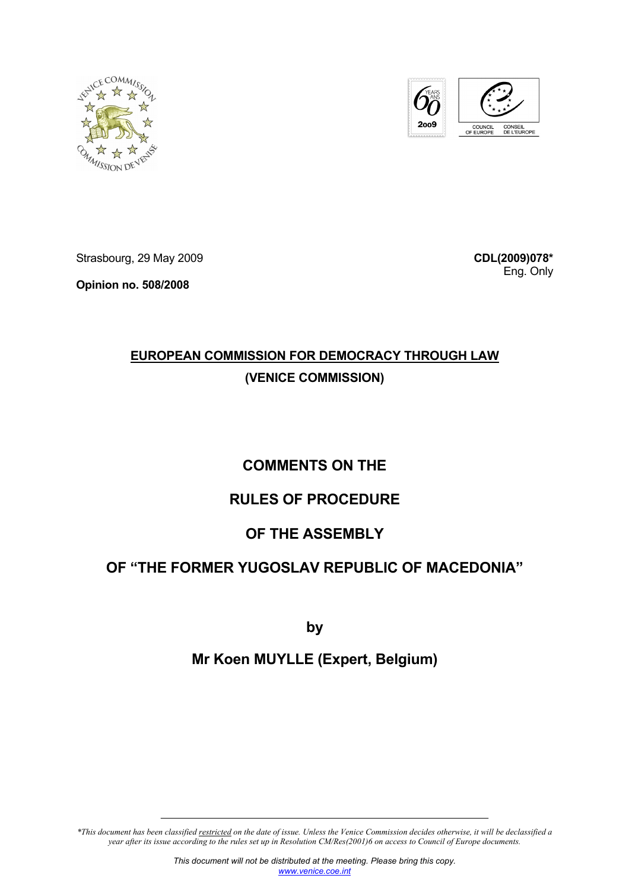Strasbourg, 29 May 2009

**CDL(2009)078***
Eng. Only

**Opinion no. 508/2008**

**EUROPEAN COMMISSION FOR DEMOCRACY THROUGH LAW**
**(VENICE COMMISSION)**

# COMMENTS ON THE
# RULES OF PROCEDURE
# OF THE ASSEMBLY
# OF "THE FORMER YUGOSLAV REPUBLIC OF MACEDONIA"

**by**

**Mr Koen MUYLLE (Expert, Belgium)**

*\*This document has been classified restricted on the date of issue. Unless the Venice Commission decides otherwise, it will be declassified a year after its issue according to the rules set up in Resolution CM/Res(2001)6 on access to Council of Europe documents.*

*This document will not be distributed at the meeting. Please bring this copy.*
www.venice.coe.int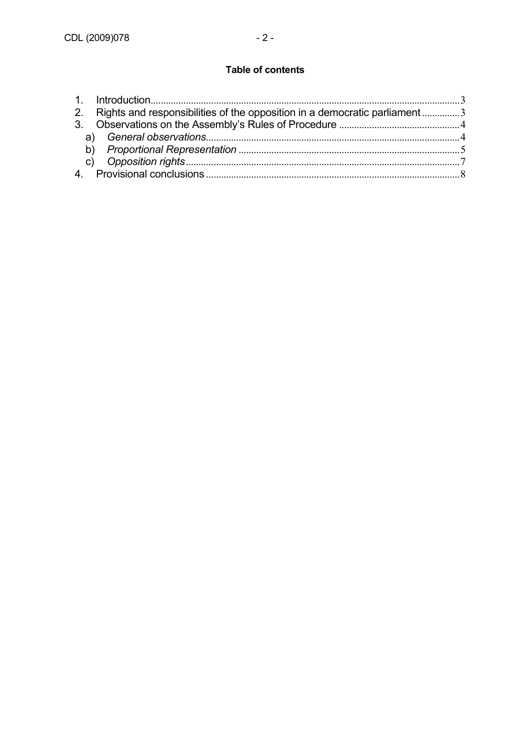**Table of contents**

1. Introduction ... 3
2. Rights and responsibilities of the opposition in a democratic parliament ... 3
3. Observations on the Assembly's Rules of Procedure ... 4
   a) *General observations* ... 4
   b) *Proportional Representation* ... 5
   c) *Opposition rights* ... 7
4. Provisional conclusions ... 8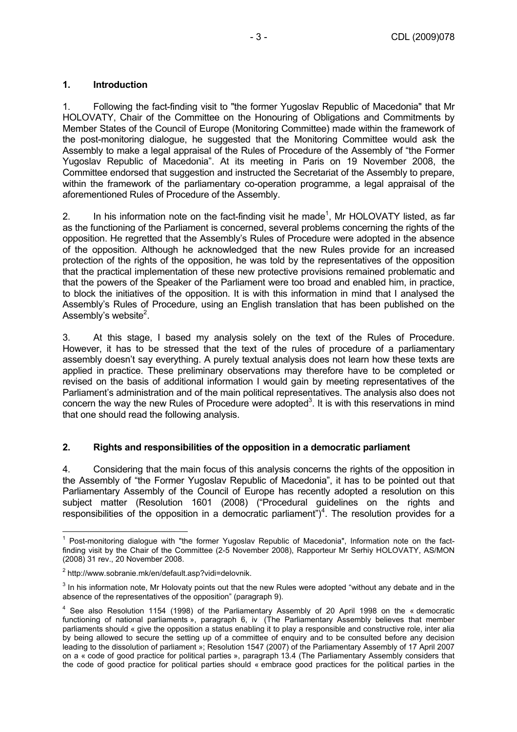## 1. Introduction

1. Following the fact-finding visit to "the former Yugoslav Republic of Macedonia" that Mr HOLOVATY, Chair of the Committee on the Honouring of Obligations and Commitments by Member States of the Council of Europe (Monitoring Committee) made within the framework of the post-monitoring dialogue, he suggested that the Monitoring Committee would ask the Assembly to make a legal appraisal of the Rules of Procedure of the Assembly of "the Former Yugoslav Republic of Macedonia". At its meeting in Paris on 19 November 2008, the Committee endorsed that suggestion and instructed the Secretariat of the Assembly to prepare, within the framework of the parliamentary co-operation programme, a legal appraisal of the aforementioned Rules of Procedure of the Assembly.

2. In his information note on the fact-finding visit he made[1], Mr HOLOVATY listed, as far as the functioning of the Parliament is concerned, several problems concerning the rights of the opposition. He regretted that the Assembly's Rules of Procedure were adopted in the absence of the opposition. Although he acknowledged that the new Rules provide for an increased protection of the rights of the opposition, he was told by the representatives of the opposition that the practical implementation of these new protective provisions remained problematic and that the powers of the Speaker of the Parliament were too broad and enabled him, in practice, to block the initiatives of the opposition. It is with this information in mind that I analysed the Assembly's Rules of Procedure, using an English translation that has been published on the Assembly's website[2].

3. At this stage, I based my analysis solely on the text of the Rules of Procedure. However, it has to be stressed that the text of the rules of procedure of a parliamentary assembly doesn't say everything. A purely textual analysis does not learn how these texts are applied in practice. These preliminary observations may therefore have to be completed or revised on the basis of additional information I would gain by meeting representatives of the Parliament's administration and of the main political representatives. The analysis also does not concern the way the new Rules of Procedure were adopted[3]. It is with this reservations in mind that one should read the following analysis.

## 2. Rights and responsibilities of the opposition in a democratic parliament

4. Considering that the main focus of this analysis concerns the rights of the opposition in the Assembly of "the Former Yugoslav Republic of Macedonia", it has to be pointed out that Parliamentary Assembly of the Council of Europe has recently adopted a resolution on this subject matter (Resolution 1601 (2008) ("Procedural guidelines on the rights and responsibilities of the opposition in a democratic parliament")[4]. The resolution provides for a

---

[1] Post-monitoring dialogue with "the former Yugoslav Republic of Macedonia", Information note on the fact-finding visit by the Chair of the Committee (2-5 November 2008), Rapporteur Mr Serhiy HOLOVATY, AS/MON (2008) 31 rev., 20 November 2008.

[2] http://www.sobranie.mk/en/default.asp?vidi=delovnik.

[3] In his information note, Mr Holovaty points out that the new Rules were adopted "without any debate and in the absence of the representatives of the opposition" (paragraph 9).

[4] See also Resolution 1154 (1998) of the Parliamentary Assembly of 20 April 1998 on the « democratic functioning of national parliaments », paragraph 6, iv (The Parliamentary Assembly believes that member parliaments should « give the opposition a status enabling it to play a responsible and constructive role, inter alia by being allowed to secure the setting up of a committee of enquiry and to be consulted before any decision leading to the dissolution of parliament »; Resolution 1547 (2007) of the Parliamentary Assembly of 17 April 2007 on a « code of good practice for political parties », paragraph 13.4 (The Parliamentary Assembly considers that the code of good practice for political parties should « embrace good practices for the political parties in the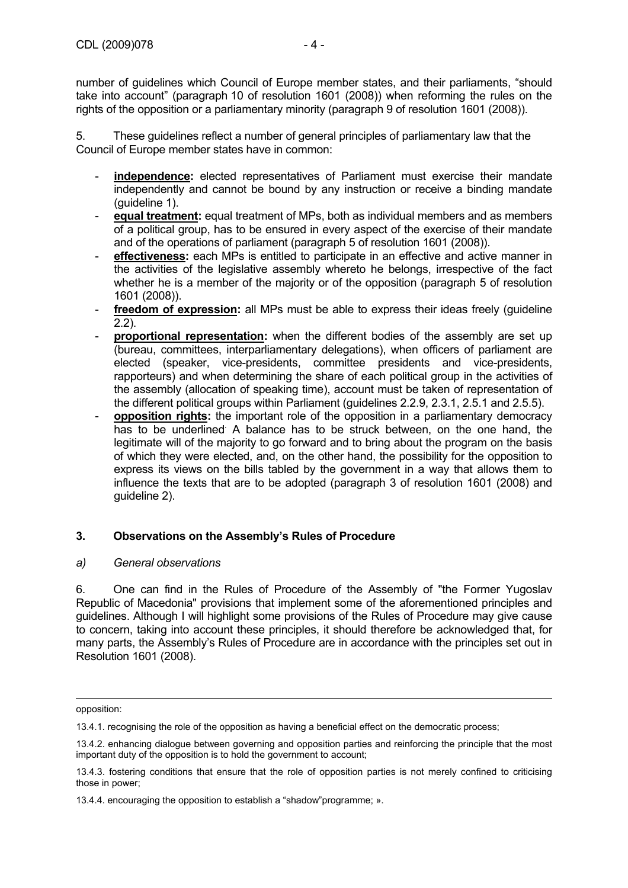number of guidelines which Council of Europe member states, and their parliaments, "should take into account" (paragraph 10 of resolution 1601 (2008)) when reforming the rules on the rights of the opposition or a parliamentary minority (paragraph 9 of resolution 1601 (2008)).

5. These guidelines reflect a number of general principles of parliamentary law that the Council of Europe member states have in common:

- **independence:** elected representatives of Parliament must exercise their mandate independently and cannot be bound by any instruction or receive a binding mandate (guideline 1).
- **equal treatment:** equal treatment of MPs, both as individual members and as members of a political group, has to be ensured in every aspect of the exercise of their mandate and of the operations of parliament (paragraph 5 of resolution 1601 (2008)).
- **effectiveness:** each MPs is entitled to participate in an effective and active manner in the activities of the legislative assembly whereto he belongs, irrespective of the fact whether he is a member of the majority or of the opposition (paragraph 5 of resolution 1601 (2008)).
- **freedom of expression:** all MPs must be able to express their ideas freely (guideline 2.2).
- **proportional representation:** when the different bodies of the assembly are set up (bureau, committees, interparliamentary delegations), when officers of parliament are elected (speaker, vice-presidents, committee presidents and vice-presidents, rapporteurs) and when determining the share of each political group in the activities of the assembly (allocation of speaking time), account must be taken of representation of the different political groups within Parliament (guidelines 2.2.9, 2.3.1, 2.5.1 and 2.5.5).
- **opposition rights:** the important role of the opposition in a parliamentary democracy has to be underlined. A balance has to be struck between, on the one hand, the legitimate will of the majority to go forward and to bring about the program on the basis of which they were elected, and, on the other hand, the possibility for the opposition to express its views on the bills tabled by the government in a way that allows them to influence the texts that are to be adopted (paragraph 3 of resolution 1601 (2008) and guideline 2).

## 3. Observations on the Assembly's Rules of Procedure

### *a) General observations*

6. One can find in the Rules of Procedure of the Assembly of "the Former Yugoslav Republic of Macedonia" provisions that implement some of the aforementioned principles and guidelines. Although I will highlight some provisions of the Rules of Procedure may give cause to concern, taking into account these principles, it should therefore be acknowledged that, for many parts, the Assembly's Rules of Procedure are in accordance with the principles set out in Resolution 1601 (2008).

---

opposition:

13.4.1. recognising the role of the opposition as having a beneficial effect on the democratic process;

13.4.2. enhancing dialogue between governing and opposition parties and reinforcing the principle that the most important duty of the opposition is to hold the government to account;

13.4.3. fostering conditions that ensure that the role of opposition parties is not merely confined to criticising those in power;

13.4.4. encouraging the opposition to establish a "shadow"programme; ».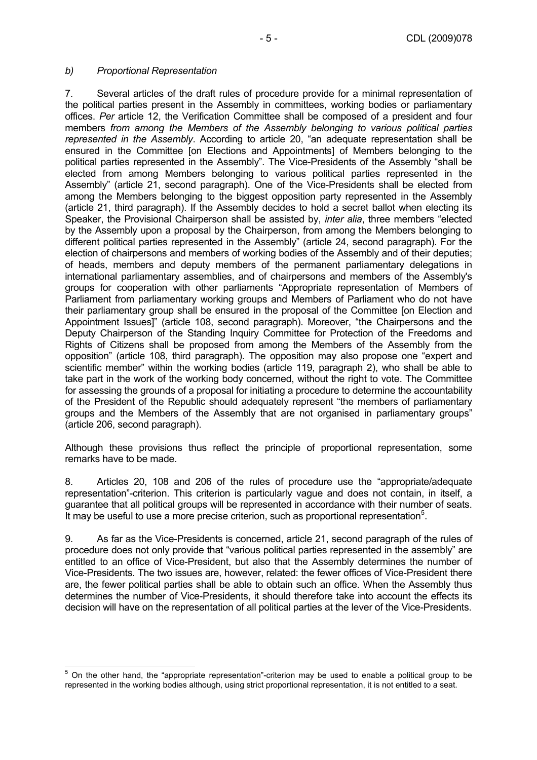*b) Proportional Representation*

7. Several articles of the draft rules of procedure provide for a minimal representation of the political parties present in the Assembly in committees, working bodies or parliamentary offices. *Per* article 12, the Verification Committee shall be composed of a president and four members *from among the Members of the Assembly belonging to various political parties represented in the Assembly*. According to article 20, "an adequate representation shall be ensured in the Committee [on Elections and Appointments] of Members belonging to the political parties represented in the Assembly". The Vice-Presidents of the Assembly "shall be elected from among Members belonging to various political parties represented in the Assembly" (article 21, second paragraph). One of the Vice-Presidents shall be elected from among the Members belonging to the biggest opposition party represented in the Assembly (article 21, third paragraph). If the Assembly decides to hold a secret ballot when electing its Speaker, the Provisional Chairperson shall be assisted by, *inter alia*, three members "elected by the Assembly upon a proposal by the Chairperson, from among the Members belonging to different political parties represented in the Assembly" (article 24, second paragraph). For the election of chairpersons and members of working bodies of the Assembly and of their deputies; of heads, members and deputy members of the permanent parliamentary delegations in international parliamentary assemblies, and of chairpersons and members of the Assembly's groups for cooperation with other parliaments "Appropriate representation of Members of Parliament from parliamentary working groups and Members of Parliament who do not have their parliamentary group shall be ensured in the proposal of the Committee [on Election and Appointment Issues]" (article 108, second paragraph). Moreover, "the Chairpersons and the Deputy Chairperson of the Standing Inquiry Committee for Protection of the Freedoms and Rights of Citizens shall be proposed from among the Members of the Assembly from the opposition" (article 108, third paragraph). The opposition may also propose one "expert and scientific member" within the working bodies (article 119, paragraph 2), who shall be able to take part in the work of the working body concerned, without the right to vote. The Committee for assessing the grounds of a proposal for initiating a procedure to determine the accountability of the President of the Republic should adequately represent "the members of parliamentary groups and the Members of the Assembly that are not organised in parliamentary groups" (article 206, second paragraph).

Although these provisions thus reflect the principle of proportional representation, some remarks have to be made.

8. Articles 20, 108 and 206 of the rules of procedure use the "appropriate/adequate representation"-criterion. This criterion is particularly vague and does not contain, in itself, a guarantee that all political groups will be represented in accordance with their number of seats. It may be useful to use a more precise criterion, such as proportional representation[5].

9. As far as the Vice-Presidents is concerned, article 21, second paragraph of the rules of procedure does not only provide that "various political parties represented in the assembly" are entitled to an office of Vice-President, but also that the Assembly determines the number of Vice-Presidents. The two issues are, however, related: the fewer offices of Vice-President there are, the fewer political parties shall be able to obtain such an office. When the Assembly thus determines the number of Vice-Presidents, it should therefore take into account the effects its decision will have on the representation of all political parties at the lever of the Vice-Presidents.

---

[5] On the other hand, the "appropriate representation"-criterion may be used to enable a political group to be represented in the working bodies although, using strict proportional representation, it is not entitled to a seat.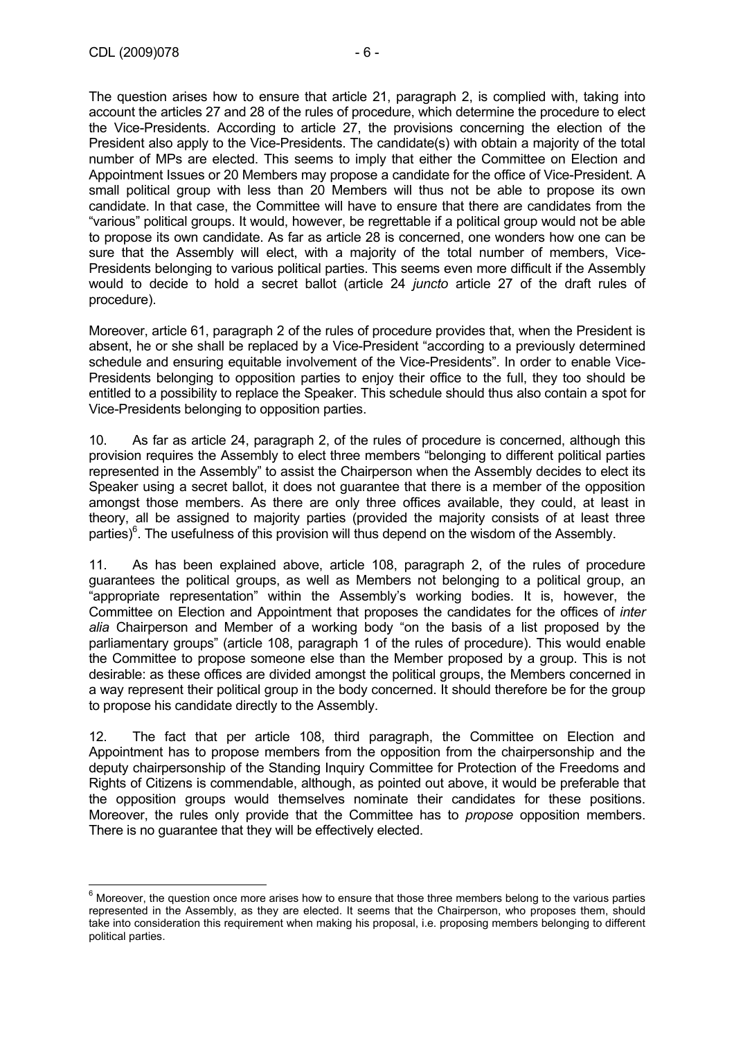The question arises how to ensure that article 21, paragraph 2, is complied with, taking into account the articles 27 and 28 of the rules of procedure, which determine the procedure to elect the Vice-Presidents. According to article 27, the provisions concerning the election of the President also apply to the Vice-Presidents. The candidate(s) with obtain a majority of the total number of MPs are elected. This seems to imply that either the Committee on Election and Appointment Issues or 20 Members may propose a candidate for the office of Vice-President. A small political group with less than 20 Members will thus not be able to propose its own candidate. In that case, the Committee will have to ensure that there are candidates from the "various" political groups. It would, however, be regrettable if a political group would not be able to propose its own candidate. As far as article 28 is concerned, one wonders how one can be sure that the Assembly will elect, with a majority of the total number of members, Vice-Presidents belonging to various political parties. This seems even more difficult if the Assembly would to decide to hold a secret ballot (article 24 *juncto* article 27 of the draft rules of procedure).

Moreover, article 61, paragraph 2 of the rules of procedure provides that, when the President is absent, he or she shall be replaced by a Vice-President "according to a previously determined schedule and ensuring equitable involvement of the Vice-Presidents". In order to enable Vice-Presidents belonging to opposition parties to enjoy their office to the full, they too should be entitled to a possibility to replace the Speaker. This schedule should thus also contain a spot for Vice-Presidents belonging to opposition parties.

10. As far as article 24, paragraph 2, of the rules of procedure is concerned, although this provision requires the Assembly to elect three members "belonging to different political parties represented in the Assembly" to assist the Chairperson when the Assembly decides to elect its Speaker using a secret ballot, it does not guarantee that there is a member of the opposition amongst those members. As there are only three offices available, they could, at least in theory, all be assigned to majority parties (provided the majority consists of at least three parties)[6]. The usefulness of this provision will thus depend on the wisdom of the Assembly.

11. As has been explained above, article 108, paragraph 2, of the rules of procedure guarantees the political groups, as well as Members not belonging to a political group, an "appropriate representation" within the Assembly's working bodies. It is, however, the Committee on Election and Appointment that proposes the candidates for the offices of *inter alia* Chairperson and Member of a working body "on the basis of a list proposed by the parliamentary groups" (article 108, paragraph 1 of the rules of procedure). This would enable the Committee to propose someone else than the Member proposed by a group. This is not desirable: as these offices are divided amongst the political groups, the Members concerned in a way represent their political group in the body concerned. It should therefore be for the group to propose his candidate directly to the Assembly.

12. The fact that per article 108, third paragraph, the Committee on Election and Appointment has to propose members from the opposition from the chairpersonship and the deputy chairpersonship of the Standing Inquiry Committee for Protection of the Freedoms and Rights of Citizens is commendable, although, as pointed out above, it would be preferable that the opposition groups would themselves nominate their candidates for these positions. Moreover, the rules only provide that the Committee has to *propose* opposition members. There is no guarantee that they will be effectively elected.

---

[6] Moreover, the question once more arises how to ensure that those three members belong to the various parties represented in the Assembly, as they are elected. It seems that the Chairperson, who proposes them, should take into consideration this requirement when making his proposal, i.e. proposing members belonging to different political parties.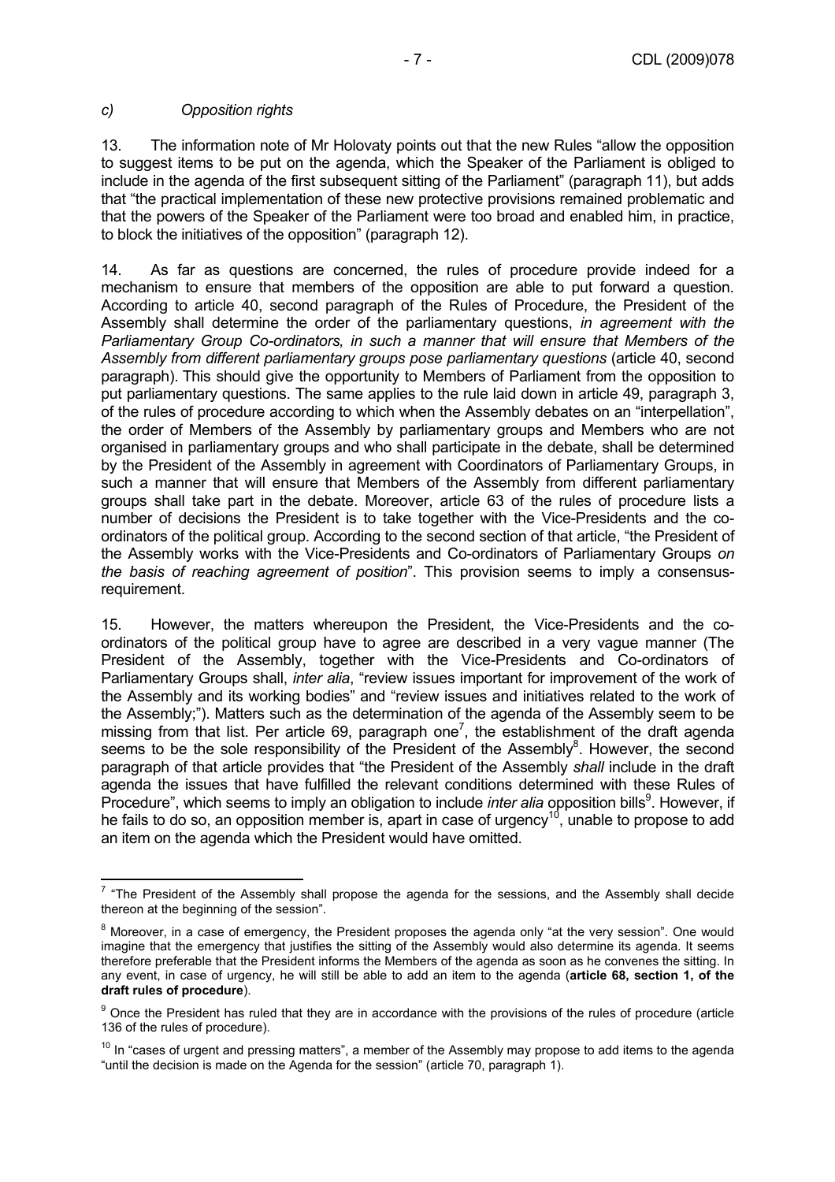*c) Opposition rights*

13. The information note of Mr Holovaty points out that the new Rules "allow the opposition to suggest items to be put on the agenda, which the Speaker of the Parliament is obliged to include in the agenda of the first subsequent sitting of the Parliament" (paragraph 11), but adds that "the practical implementation of these new protective provisions remained problematic and that the powers of the Speaker of the Parliament were too broad and enabled him, in practice, to block the initiatives of the opposition" (paragraph 12).

14. As far as questions are concerned, the rules of procedure provide indeed for a mechanism to ensure that members of the opposition are able to put forward a question. According to article 40, second paragraph of the Rules of Procedure, the President of the Assembly shall determine the order of the parliamentary questions, *in agreement with the Parliamentary Group Co-ordinators, in such a manner that will ensure that Members of the Assembly from different parliamentary groups pose parliamentary questions* (article 40, second paragraph). This should give the opportunity to Members of Parliament from the opposition to put parliamentary questions. The same applies to the rule laid down in article 49, paragraph 3, of the rules of procedure according to which when the Assembly debates on an "interpellation", the order of Members of the Assembly by parliamentary groups and Members who are not organised in parliamentary groups and who shall participate in the debate, shall be determined by the President of the Assembly in agreement with Coordinators of Parliamentary Groups, in such a manner that will ensure that Members of the Assembly from different parliamentary groups shall take part in the debate. Moreover, article 63 of the rules of procedure lists a number of decisions the President is to take together with the Vice-Presidents and the co-ordinators of the political group. According to the second section of that article, "the President of the Assembly works with the Vice-Presidents and Co-ordinators of Parliamentary Groups *on the basis of reaching agreement of position*". This provision seems to imply a consensus-requirement.

15. However, the matters whereupon the President, the Vice-Presidents and the co-ordinators of the political group have to agree are described in a very vague manner (The President of the Assembly, together with the Vice-Presidents and Co-ordinators of Parliamentary Groups shall, *inter alia*, "review issues important for improvement of the work of the Assembly and its working bodies" and "review issues and initiatives related to the work of the Assembly;"). Matters such as the determination of the agenda of the Assembly seem to be missing from that list. Per article 69, paragraph one[7], the establishment of the draft agenda seems to be the sole responsibility of the President of the Assembly[8]. However, the second paragraph of that article provides that "the President of the Assembly *shall* include in the draft agenda the issues that have fulfilled the relevant conditions determined with these Rules of Procedure", which seems to imply an obligation to include *inter alia* opposition bills[9]. However, if he fails to do so, an opposition member is, apart in case of urgency[10], unable to propose to add an item on the agenda which the President would have omitted.

---

[7] "The President of the Assembly shall propose the agenda for the sessions, and the Assembly shall decide thereon at the beginning of the session".

[8] Moreover, in a case of emergency, the President proposes the agenda only "at the very session". One would imagine that the emergency that justifies the sitting of the Assembly would also determine its agenda. It seems therefore preferable that the President informs the Members of the agenda as soon as he convenes the sitting. In any event, in case of urgency, he will still be able to add an item to the agenda (**article 68, section 1, of the draft rules of procedure**).

[9] Once the President has ruled that they are in accordance with the provisions of the rules of procedure (article 136 of the rules of procedure).

[10] In "cases of urgent and pressing matters", a member of the Assembly may propose to add items to the agenda "until the decision is made on the Agenda for the session" (article 70, paragraph 1).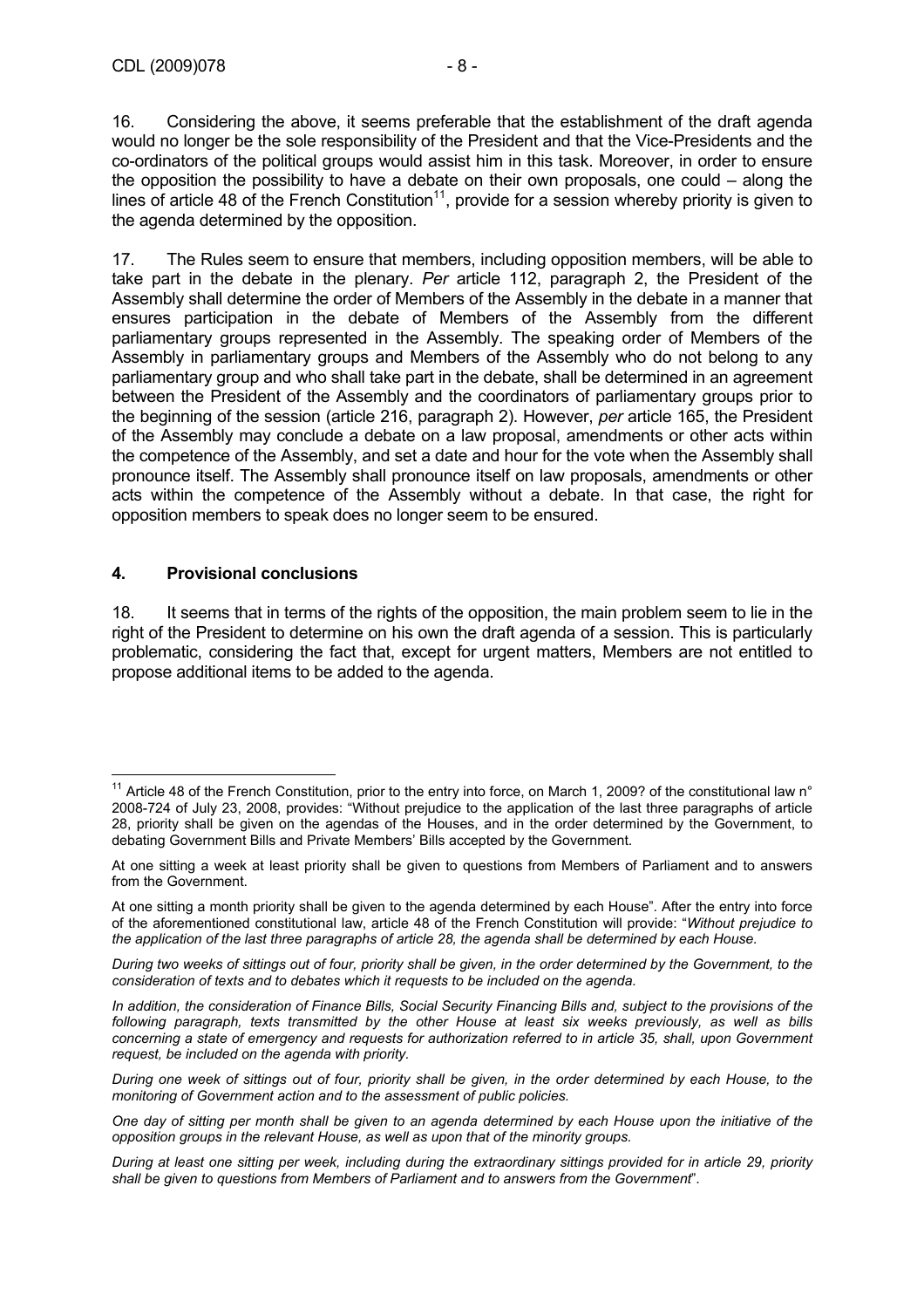16. Considering the above, it seems preferable that the establishment of the draft agenda would no longer be the sole responsibility of the President and that the Vice-Presidents and the co-ordinators of the political groups would assist him in this task. Moreover, in order to ensure the opposition the possibility to have a debate on their own proposals, one could – along the lines of article 48 of the French Constitution[11], provide for a session whereby priority is given to the agenda determined by the opposition.

17. The Rules seem to ensure that members, including opposition members, will be able to take part in the debate in the plenary. *Per* article 112, paragraph 2, the President of the Assembly shall determine the order of Members of the Assembly in the debate in a manner that ensures participation in the debate of Members of the Assembly from the different parliamentary groups represented in the Assembly. The speaking order of Members of the Assembly in parliamentary groups and Members of the Assembly who do not belong to any parliamentary group and who shall take part in the debate, shall be determined in an agreement between the President of the Assembly and the coordinators of parliamentary groups prior to the beginning of the session (article 216, paragraph 2). However, *per* article 165, the President of the Assembly may conclude a debate on a law proposal, amendments or other acts within the competence of the Assembly, and set a date and hour for the vote when the Assembly shall pronounce itself. The Assembly shall pronounce itself on law proposals, amendments or other acts within the competence of the Assembly without a debate. In that case, the right for opposition members to speak does no longer seem to be ensured.

## 4. Provisional conclusions

18. It seems that in terms of the rights of the opposition, the main problem seem to lie in the right of the President to determine on his own the draft agenda of a session. This is particularly problematic, considering the fact that, except for urgent matters, Members are not entitled to propose additional items to be added to the agenda.

---

[11] Article 48 of the French Constitution, prior to the entry into force, on March 1, 2009? of the constitutional law n° 2008-724 of July 23, 2008, provides: "Without prejudice to the application of the last three paragraphs of article 28, priority shall be given on the agendas of the Houses, and in the order determined by the Government, to debating Government Bills and Private Members' Bills accepted by the Government.

At one sitting a week at least priority shall be given to questions from Members of Parliament and to answers from the Government.

At one sitting a month priority shall be given to the agenda determined by each House". After the entry into force of the aforementioned constitutional law, article 48 of the French Constitution will provide: "*Without prejudice to the application of the last three paragraphs of article 28, the agenda shall be determined by each House.*

*During two weeks of sittings out of four, priority shall be given, in the order determined by the Government, to the consideration of texts and to debates which it requests to be included on the agenda.*

*In addition, the consideration of Finance Bills, Social Security Financing Bills and, subject to the provisions of the following paragraph, texts transmitted by the other House at least six weeks previously, as well as bills concerning a state of emergency and requests for authorization referred to in article 35, shall, upon Government request, be included on the agenda with priority.*

*During one week of sittings out of four, priority shall be given, in the order determined by each House, to the monitoring of Government action and to the assessment of public policies.*

*One day of sitting per month shall be given to an agenda determined by each House upon the initiative of the opposition groups in the relevant House, as well as upon that of the minority groups.*

*During at least one sitting per week, including during the extraordinary sittings provided for in article 29, priority shall be given to questions from Members of Parliament and to answers from the Government*".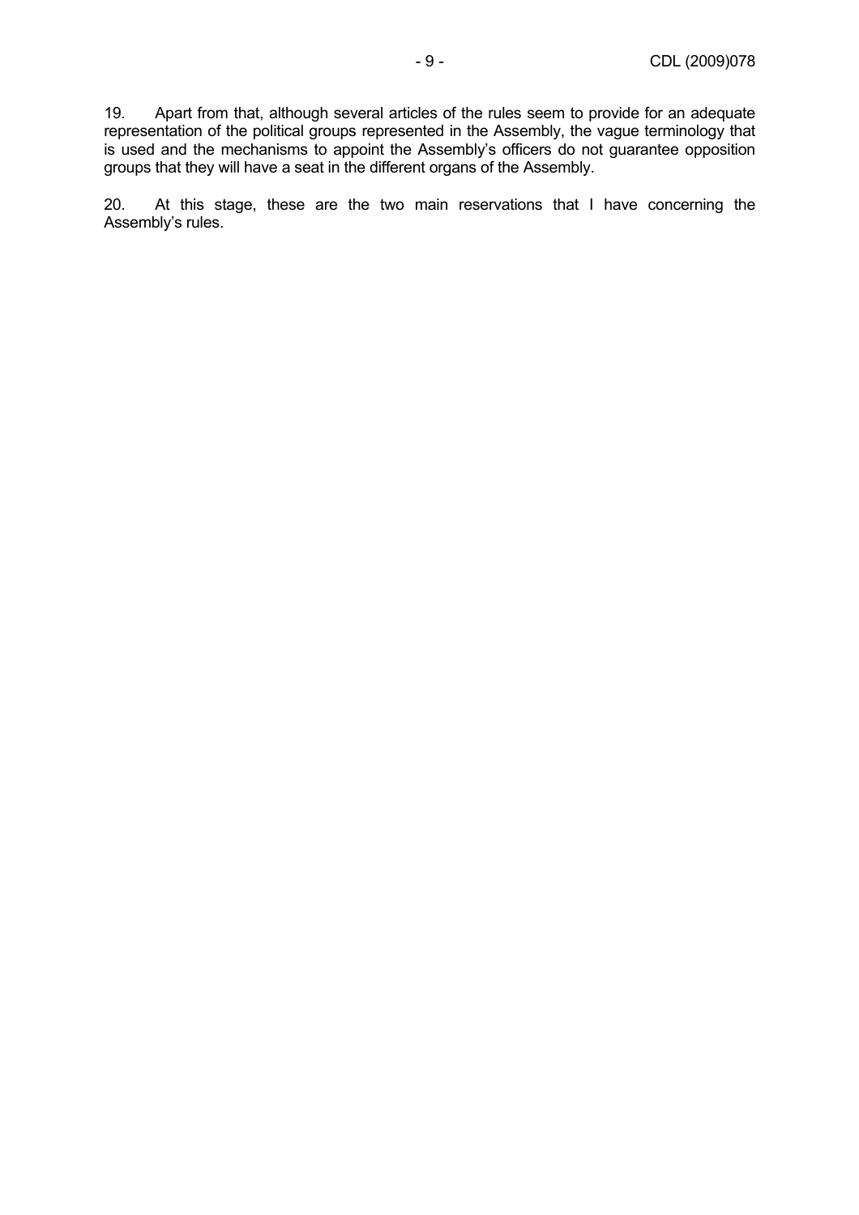19. Apart from that, although several articles of the rules seem to provide for an adequate representation of the political groups represented in the Assembly, the vague terminology that is used and the mechanisms to appoint the Assembly's officers do not guarantee opposition groups that they will have a seat in the different organs of the Assembly.

20. At this stage, these are the two main reservations that I have concerning the Assembly's rules.